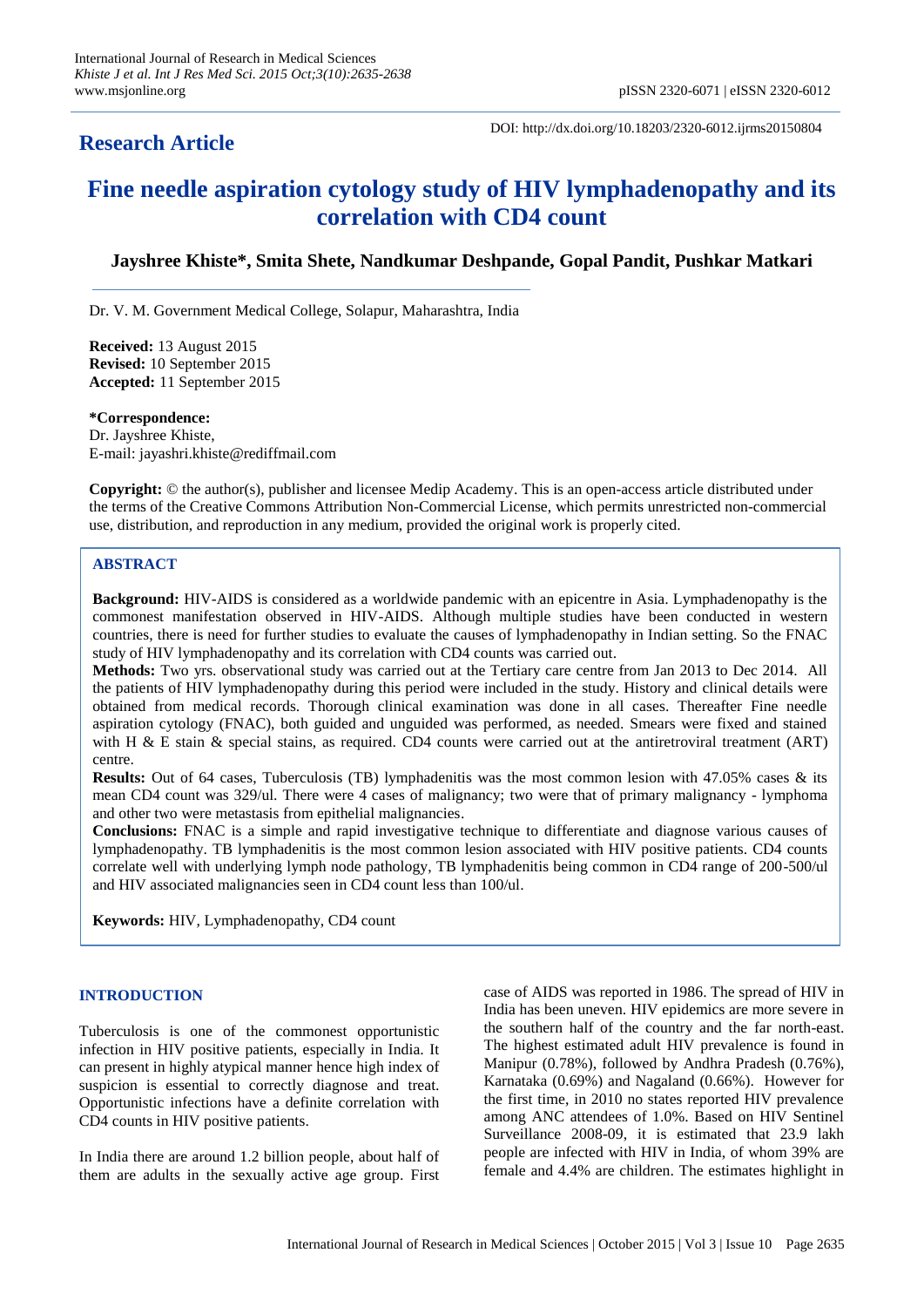**Research Article**

DOI: http://dx.doi.org/10.18203/2320-6012.ijrms20150804

# Fine needle aspiration cytology study of HIV lymphadenopathy and its correlation with CD4 count

**Jayshree Khiste*, Smita Shete, Nandkumar Deshpande, Gopal Pandit, Pushkar Matkari**

Dr. V. M. Government Medical College, Solapur, Maharashtra, India

**Received:** 13 August 2015
**Revised:** 10 September 2015
**Accepted:** 11 September 2015

***Correspondence:**
Dr. Jayshree Khiste,
E-mail: jayashri.khiste@rediffmail.com

**Copyright:** © the author(s), publisher and licensee Medip Academy. This is an open-access article distributed under the terms of the Creative Commons Attribution Non-Commercial License, which permits unrestricted non-commercial use, distribution, and reproduction in any medium, provided the original work is properly cited.

## ABSTRACT

**Background:** HIV-AIDS is considered as a worldwide pandemic with an epicentre in Asia. Lymphadenopathy is the commonest manifestation observed in HIV-AIDS. Although multiple studies have been conducted in western countries, there is need for further studies to evaluate the causes of lymphadenopathy in Indian setting. So the FNAC study of HIV lymphadenopathy and its correlation with CD4 counts was carried out.

**Methods:** Two yrs. observational study was carried out at the Tertiary care centre from Jan 2013 to Dec 2014. All the patients of HIV lymphadenopathy during this period were included in the study. History and clinical details were obtained from medical records. Thorough clinical examination was done in all cases. Thereafter Fine needle aspiration cytology (FNAC), both guided and unguided was performed, as needed. Smears were fixed and stained with H & E stain & special stains, as required. CD4 counts were carried out at the antiretroviral treatment (ART) centre.

**Results:** Out of 64 cases, Tuberculosis (TB) lymphadenitis was the most common lesion with 47.05% cases & its mean CD4 count was 329/ul. There were 4 cases of malignancy; two were that of primary malignancy - lymphoma and other two were metastasis from epithelial malignancies.

**Conclusions:** FNAC is a simple and rapid investigative technique to differentiate and diagnose various causes of lymphadenopathy. TB lymphadenitis is the most common lesion associated with HIV positive patients. CD4 counts correlate well with underlying lymph node pathology, TB lymphadenitis being common in CD4 range of 200-500/ul and HIV associated malignancies seen in CD4 count less than 100/ul.

**Keywords:** HIV, Lymphadenopathy, CD4 count

## INTRODUCTION

Tuberculosis is one of the commonest opportunistic infection in HIV positive patients, especially in India. It can present in highly atypical manner hence high index of suspicion is essential to correctly diagnose and treat. Opportunistic infections have a definite correlation with CD4 counts in HIV positive patients.

In India there are around 1.2 billion people, about half of them are adults in the sexually active age group. First case of AIDS was reported in 1986. The spread of HIV in India has been uneven. HIV epidemics are more severe in the southern half of the country and the far north-east. The highest estimated adult HIV prevalence is found in Manipur (0.78%), followed by Andhra Pradesh (0.76%), Karnataka (0.69%) and Nagaland (0.66%). However for the first time, in 2010 no states reported HIV prevalence among ANC attendees of 1.0%. Based on HIV Sentinel Surveillance 2008-09, it is estimated that 23.9 lakh people are infected with HIV in India, of whom 39% are female and 4.4% are children. The estimates highlight in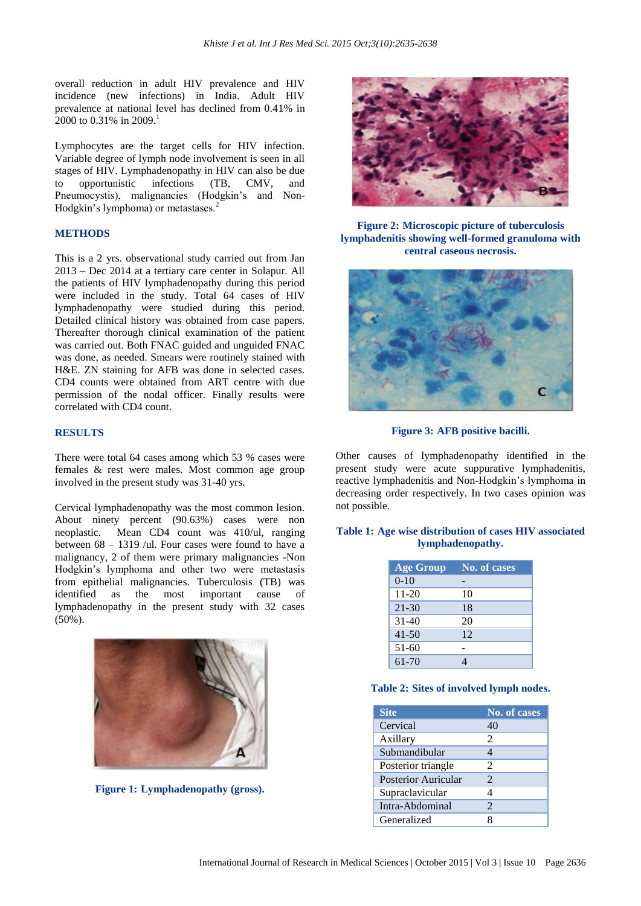overall reduction in adult HIV prevalence and HIV incidence (new infections) in India. Adult HIV prevalence at national level has declined from 0.41% in 2000 to 0.31% in 2009.[1]

Lymphocytes are the target cells for HIV infection. Variable degree of lymph node involvement is seen in all stages of HIV. Lymphadenopathy in HIV can also be due to opportunistic infections (TB, CMV, and Pneumocystis), malignancies (Hodgkin's and Non-Hodgkin's lymphoma) or metastases.[2]

## METHODS

This is a 2 yrs. observational study carried out from Jan 2013 – Dec 2014 at a tertiary care center in Solapur. All the patients of HIV lymphadenopathy during this period were included in the study. Total 64 cases of HIV lymphadenopathy were studied during this period. Detailed clinical history was obtained from case papers. Thereafter thorough clinical examination of the patient was carried out. Both FNAC guided and unguided FNAC was done, as needed. Smears were routinely stained with H&E. ZN staining for AFB was done in selected cases. CD4 counts were obtained from ART centre with due permission of the nodal officer. Finally results were correlated with CD4 count.

## RESULTS

There were total 64 cases among which 53 % cases were females & rest were males. Most common age group involved in the present study was 31-40 yrs.

Cervical lymphadenopathy was the most common lesion. About ninety percent (90.63%) cases were non neoplastic. Mean CD4 count was 410/ul, ranging between 68 – 1319 /ul. Four cases were found to have a malignancy, 2 of them were primary malignancies -Non Hodgkin's lymphoma and other two were metastasis from epithelial malignancies. Tuberculosis (TB) was identified as the most important cause of lymphadenopathy in the present study with 32 cases (50%).

**Figure 1: Lymphadenopathy (gross).**

**Figure 2: Microscopic picture of tuberculosis lymphadenitis showing well-formed granuloma with central caseous necrosis.**

**Figure 3: AFB positive bacilli.**

Other causes of lymphadenopathy identified in the present study were acute suppurative lymphadenitis, reactive lymphadenitis and Non-Hodgkin's lymphoma in decreasing order respectively. In two cases opinion was not possible.

**Table 1: Age wise distribution of cases HIV associated lymphadenopathy.**

| Age Group | No. of cases |
|---|---|
| 0-10 | - |
| 11-20 | 10 |
| 21-30 | 18 |
| 31-40 | 20 |
| 41-50 | 12 |
| 51-60 | - |
| 61-70 | 4 |

**Table 2: Sites of involved lymph nodes.**

| Site | No. of cases |
|---|---|
| Cervical | 40 |
| Axillary | 2 |
| Submandibular | 4 |
| Posterior triangle | 2 |
| Posterior Auricular | 2 |
| Supraclavicular | 4 |
| Intra-Abdominal | 2 |
| Generalized | 8 |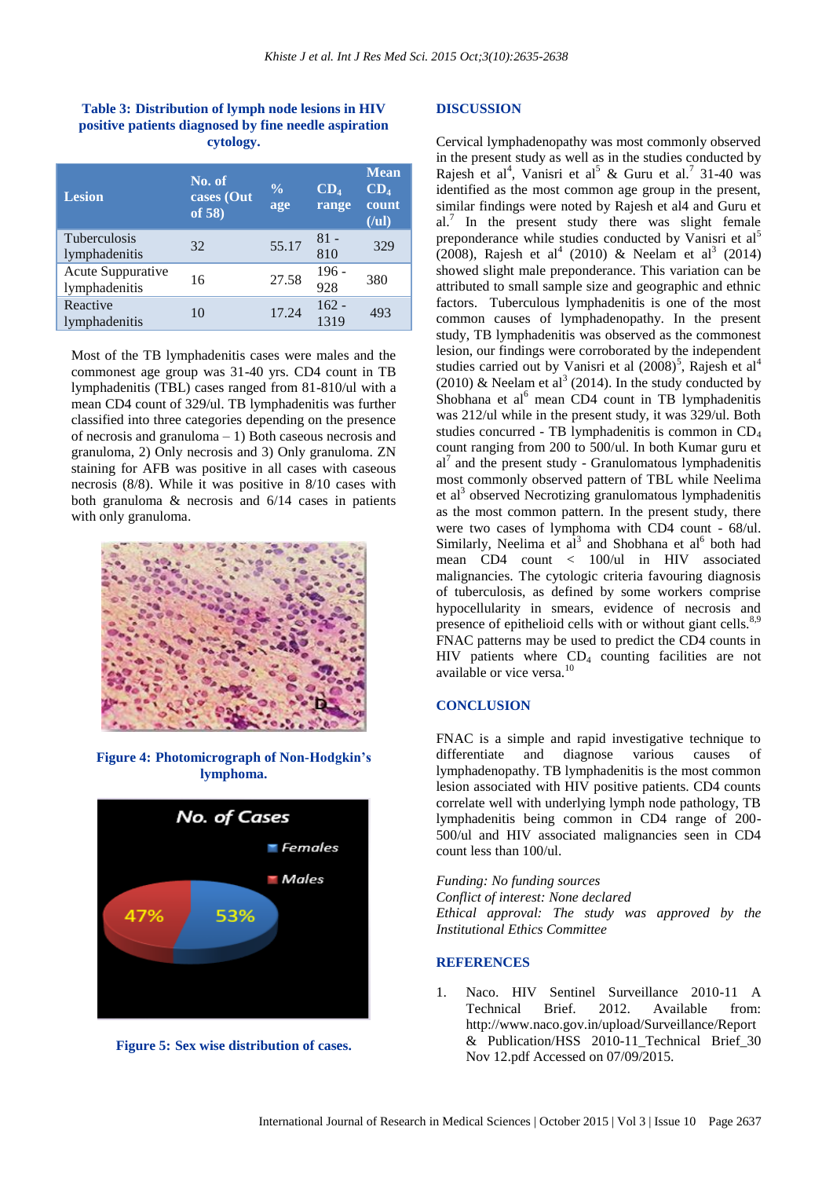**Table 3: Distribution of lymph node lesions in HIV positive patients diagnosed by fine needle aspiration cytology.**

| Lesion | No. of cases (Out of 58) | % age | $CD_4$ range | Mean $CD_4$ count (/ul) |
|---|---|---|---|---|
| Tuberculosis lymphadenitis | 32 | 55.17 | 81 - 810 | 329 |
| Acute Suppurative lymphadenitis | 16 | 27.58 | 196 - 928 | 380 |
| Reactive lymphadenitis | 10 | 17.24 | 162 - 1319 | 493 |

Most of the TB lymphadenitis cases were males and the commonest age group was 31-40 yrs. CD4 count in TB lymphadenitis (TBL) cases ranged from 81-810/ul with a mean CD4 count of 329/ul. TB lymphadenitis was further classified into three categories depending on the presence of necrosis and granuloma – 1) Both caseous necrosis and granuloma, 2) Only necrosis and 3) Only granuloma. ZN staining for AFB was positive in all cases with caseous necrosis (8/8). While it was positive in 8/10 cases with both granuloma & necrosis and 6/14 cases in patients with only granuloma.

**Figure 4: Photomicrograph of Non-Hodgkin's lymphoma.**

**Figure 5: Sex wise distribution of cases.**

## DISCUSSION

Cervical lymphadenopathy was most commonly observed in the present study as well as in the studies conducted by Rajesh et al[4], Vanisri et al[5] & Guru et al.[7] 31-40 was identified as the most common age group in the present, similar findings were noted by Rajesh et al4 and Guru et al.[7] In the present study there was slight female preponderance while studies conducted by Vanisri et al[5] (2008), Rajesh et al[4] (2010) & Neelam et al[3] (2014) showed slight male preponderance. This variation can be attributed to small sample size and geographic and ethnic factors. Tuberculous lymphadenitis is one of the most common causes of lymphadenopathy. In the present study, TB lymphadenitis was observed as the commonest lesion, our findings were corroborated by the independent studies carried out by Vanisri et al (2008)[5], Rajesh et al[4] (2010) & Neelam et al[3] (2014). In the study conducted by Shobhana et al[6] mean CD4 count in TB lymphadenitis was 212/ul while in the present study, it was 329/ul. Both studies concurred - TB lymphadenitis is common in $CD_4$ count ranging from 200 to 500/ul. In both Kumar guru et al[7] and the present study - Granulomatous lymphadenitis most commonly observed pattern of TBL while Neelima et al[3] observed Necrotizing granulomatous lymphadenitis as the most common pattern. In the present study, there were two cases of lymphoma with CD4 count - 68/ul. Similarly, Neelima et al[3] and Shobhana et al[6] both had mean CD4 count < 100/ul in HIV associated malignancies. The cytologic criteria favouring diagnosis of tuberculosis, as defined by some workers comprise hypocellularity in smears, evidence of necrosis and presence of epithelioid cells with or without giant cells.[8,9] FNAC patterns may be used to predict the CD4 counts in HIV patients where $CD_4$ counting facilities are not available or vice versa.[10]

## CONCLUSION

FNAC is a simple and rapid investigative technique to differentiate and diagnose various causes of lymphadenopathy. TB lymphadenitis is the most common lesion associated with HIV positive patients. CD4 counts correlate well with underlying lymph node pathology, TB lymphadenitis being common in CD4 range of 200-500/ul and HIV associated malignancies seen in CD4 count less than 100/ul.

*Funding: No funding sources*
*Conflict of interest: None declared*
*Ethical approval: The study was approved by the Institutional Ethics Committee*

## REFERENCES

1. Naco. HIV Sentinel Surveillance 2010-11 A Technical Brief. 2012. Available from: http://www.naco.gov.in/upload/Surveillance/Report & Publication/HSS 2010-11_Technical Brief_30 Nov 12.pdf Accessed on 07/09/2015.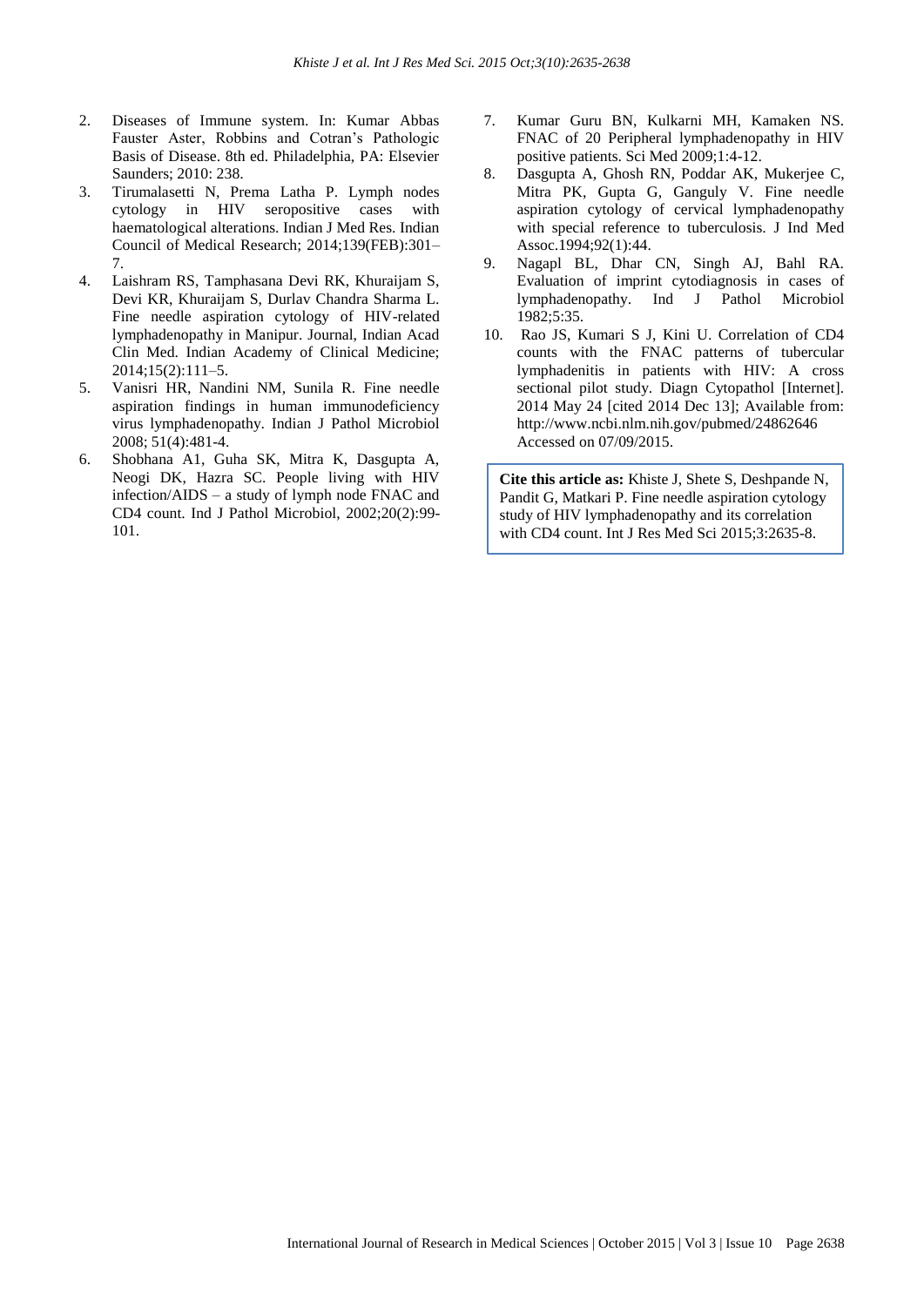2. Diseases of Immune system. In: Kumar Abbas Fauster Aster, Robbins and Cotran's Pathologic Basis of Disease. 8th ed. Philadelphia, PA: Elsevier Saunders; 2010: 238.
3. Tirumalasetti N, Prema Latha P. Lymph nodes cytology in HIV seropositive cases with haematological alterations. Indian J Med Res. Indian Council of Medical Research; 2014;139(FEB):301–7.
4. Laishram RS, Tamphasana Devi RK, Khuraijam S, Devi KR, Khuraijam S, Durlav Chandra Sharma L. Fine needle aspiration cytology of HIV-related lymphadenopathy in Manipur. Journal, Indian Acad Clin Med. Indian Academy of Clinical Medicine; 2014;15(2):111–5.
5. Vanisri HR, Nandini NM, Sunila R. Fine needle aspiration findings in human immunodeficiency virus lymphadenopathy. Indian J Pathol Microbiol 2008; 51(4):481-4.
6. Shobhana A1, Guha SK, Mitra K, Dasgupta A, Neogi DK, Hazra SC. People living with HIV infection/AIDS – a study of lymph node FNAC and CD4 count. Ind J Pathol Microbiol, 2002;20(2):99-101.
7. Kumar Guru BN, Kulkarni MH, Kamaken NS. FNAC of 20 Peripheral lymphadenopathy in HIV positive patients. Sci Med 2009;1:4-12.
8. Dasgupta A, Ghosh RN, Poddar AK, Mukerjee C, Mitra PK, Gupta G, Ganguly V. Fine needle aspiration cytology of cervical lymphadenopathy with special reference to tuberculosis. J Ind Med Assoc.1994;92(1):44.
9. Nagapl BL, Dhar CN, Singh AJ, Bahl RA. Evaluation of imprint cytodiagnosis in cases of lymphadenopathy. Ind J Pathol Microbiol 1982;5:35.
10. Rao JS, Kumari S J, Kini U. Correlation of CD4 counts with the FNAC patterns of tubercular lymphadenitis in patients with HIV: A cross sectional pilot study. Diagn Cytopathol [Internet]. 2014 May 24 [cited 2014 Dec 13]; Available from: http://www.ncbi.nlm.nih.gov/pubmed/24862646 Accessed on 07/09/2015.

**Cite this article as:** Khiste J, Shete S, Deshpande N, Pandit G, Matkari P. Fine needle aspiration cytology study of HIV lymphadenopathy and its correlation with CD4 count. Int J Res Med Sci 2015;3:2635-8.